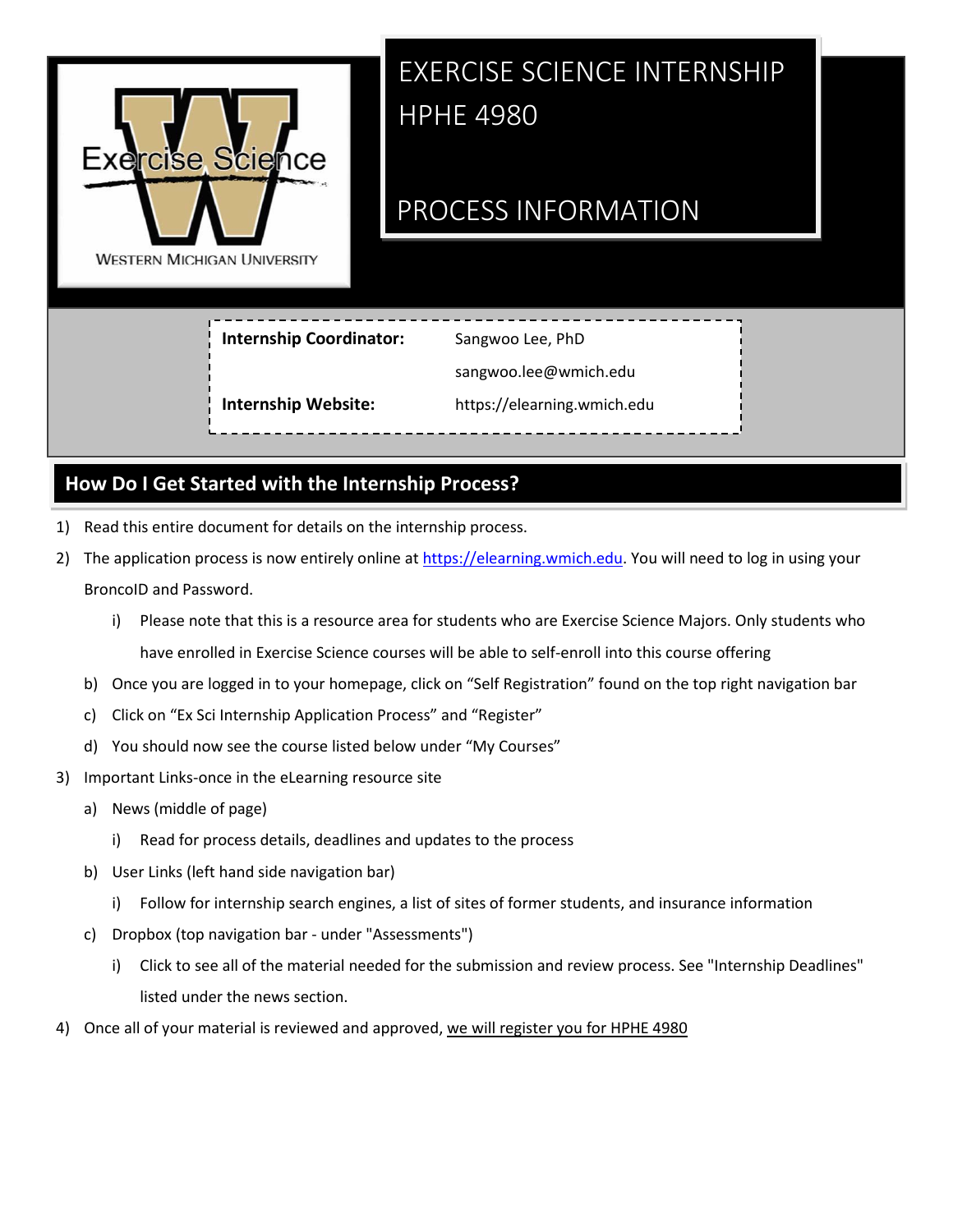# EXERCISE SCIENCE INTERNSHIP HPHE 4980

# PROCESS INFORMATION

Exercise Science
WESTERN MICHIGAN UNIVERSITY

| | |
|---|---|
| **Internship Coordinator:** | Sangwoo Lee, PhD |
| | sangwoo.lee@wmich.edu |
| **Internship Website:** | https://elearning.wmich.edu |

## How Do I Get Started with the Internship Process?

1) Read this entire document for details on the internship process.
2) The application process is now entirely online at https://elearning.wmich.edu. You will need to log in using your BroncoID and Password.
   i) Please note that this is a resource area for students who are Exercise Science Majors. Only students who have enrolled in Exercise Science courses will be able to self-enroll into this course offering
   b) Once you are logged in to your homepage, click on "Self Registration" found on the top right navigation bar
   c) Click on "Ex Sci Internship Application Process" and "Register"
   d) You should now see the course listed below under "My Courses"
3) Important Links-once in the eLearning resource site
   a) News (middle of page)
      i) Read for process details, deadlines and updates to the process
   b) User Links (left hand side navigation bar)
      i) Follow for internship search engines, a list of sites of former students, and insurance information
   c) Dropbox (top navigation bar - under "Assessments")
      i) Click to see all of the material needed for the submission and review process. See "Internship Deadlines" listed under the news section.
4) Once all of your material is reviewed and approved, we will register you for HPHE 4980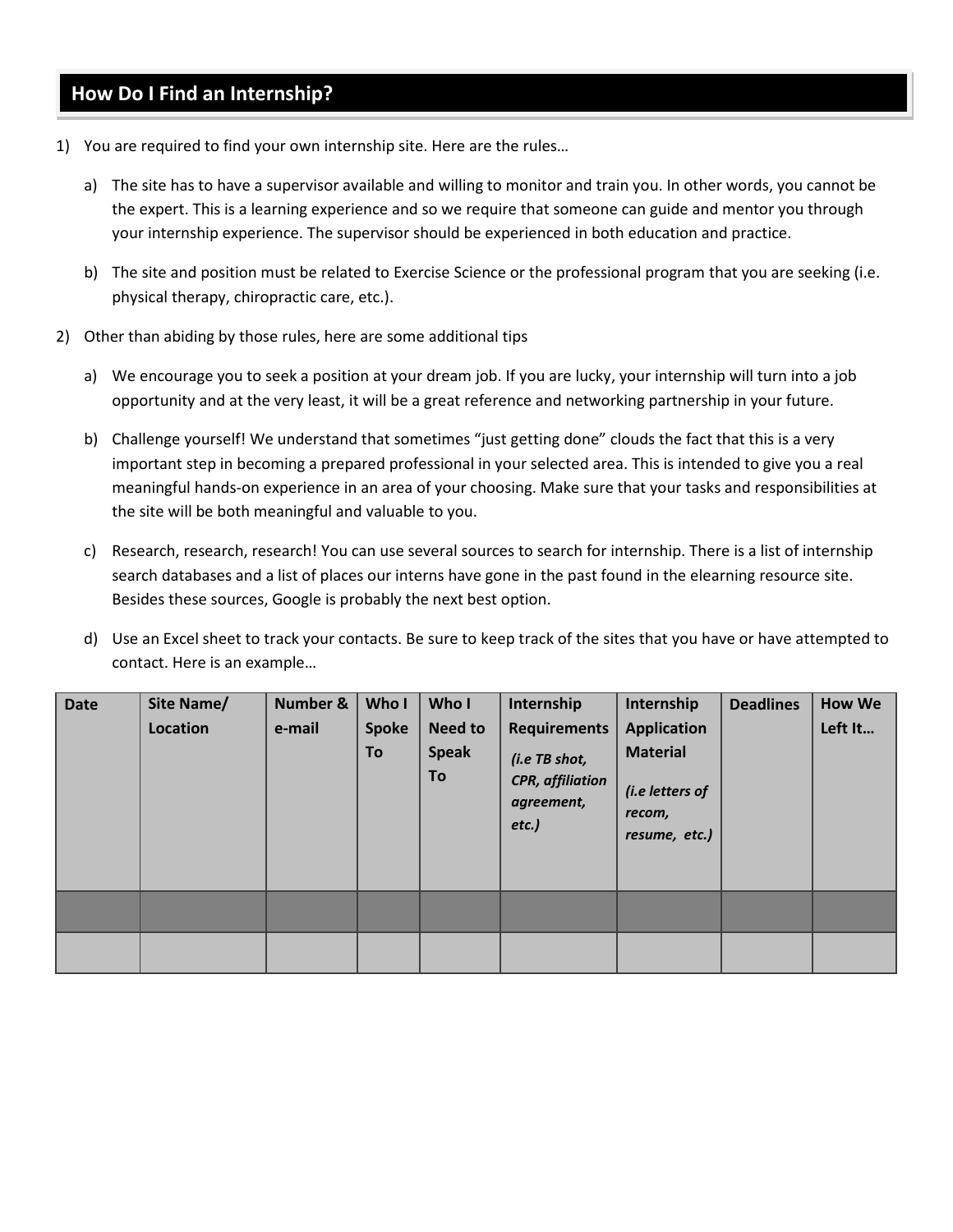## How Do I Find an Internship?

1) You are required to find your own internship site. Here are the rules…

   a) The site has to have a supervisor available and willing to monitor and train you. In other words, you cannot be the expert. This is a learning experience and so we require that someone can guide and mentor you through your internship experience. The supervisor should be experienced in both education and practice.

   b) The site and position must be related to Exercise Science or the professional program that you are seeking (i.e. physical therapy, chiropractic care, etc.).

2) Other than abiding by those rules, here are some additional tips

   a) We encourage you to seek a position at your dream job. If you are lucky, your internship will turn into a job opportunity and at the very least, it will be a great reference and networking partnership in your future.

   b) Challenge yourself! We understand that sometimes "just getting done" clouds the fact that this is a very important step in becoming a prepared professional in your selected area. This is intended to give you a real meaningful hands-on experience in an area of your choosing. Make sure that your tasks and responsibilities at the site will be both meaningful and valuable to you.

   c) Research, research, research! You can use several sources to search for internship. There is a list of internship search databases and a list of places our interns have gone in the past found in the elearning resource site. Besides these sources, Google is probably the next best option.

   d) Use an Excel sheet to track your contacts. Be sure to keep track of the sites that you have or have attempted to contact. Here is an example…

| **Date** | **Site Name/ Location** | **Number & e-mail** | **Who I Spoke To** | **Who I Need to Speak To** | **Internship Requirements** *(i.e TB shot, CPR, affiliation agreement, etc.)* | **Internship Application Material** *(i.e letters of recom, resume, etc.)* | **Deadlines** | **How We Left It…** |
|---|---|---|---|---|---|---|---|---|
| | | | | | | | | |
| | | | | | | | | |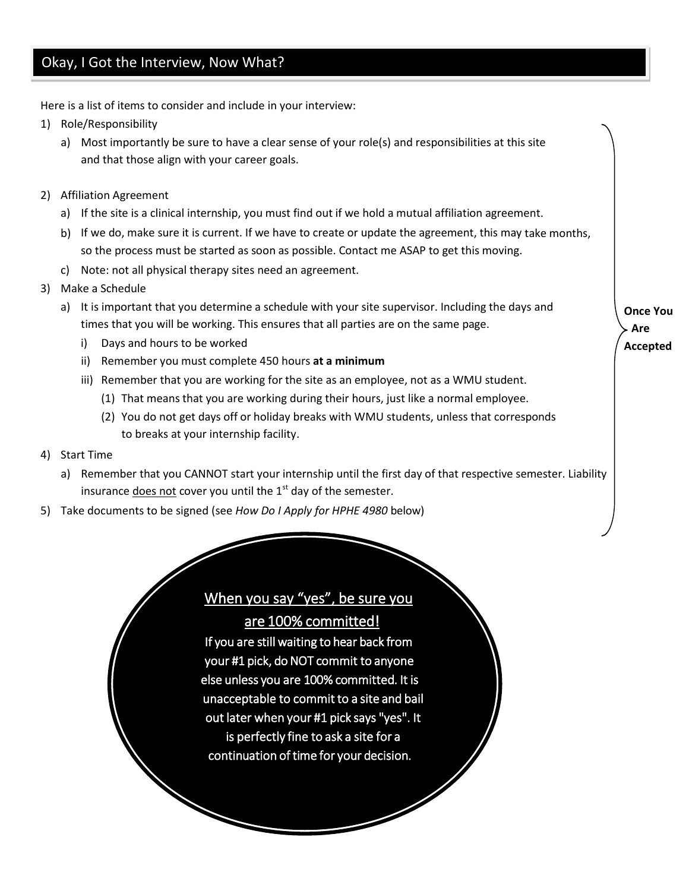## Okay, I Got the Interview, Now What?

Here is a list of items to consider and include in your interview:

1) Role/Responsibility
    a) Most importantly be sure to have a clear sense of your role(s) and responsibilities at this site and that those align with your career goals.
2) Affiliation Agreement
    a) If the site is a clinical internship, you must find out if we hold a mutual affiliation agreement.
    b) If we do, make sure it is current. If we have to create or update the agreement, this may take months, so the process must be started as soon as possible. Contact me ASAP to get this moving.
    c) Note: not all physical therapy sites need an agreement.
3) Make a Schedule
    a) It is important that you determine a schedule with your site supervisor. Including the days and times that you will be working. This ensures that all parties are on the same page.
        i) Days and hours to be worked
        ii) Remember you must complete 450 hours **at a minimum**
        iii) Remember that you are working for the site as an employee, not as a WMU student.
            (1) That means that you are working during their hours, just like a normal employee.
            (2) You do not get days off or holiday breaks with WMU students, unless that corresponds to breaks at your internship facility.
4) Start Time
    a) Remember that you CANNOT start your internship until the first day of that respective semester. Liability insurance <u>does not</u> cover you until the 1st day of the semester.
5) Take documents to be signed (see *How Do I Apply for HPHE 4980* below)

**Once You Are Accepted**

<u>When you say "yes", be sure you are 100% committed!</u>

If you are still waiting to hear back from your #1 pick, do NOT commit to anyone else unless you are 100% committed. It is unacceptable to commit to a site and bail out later when your #1 pick says "yes". It is perfectly fine to ask a site for a continuation of time for your decision.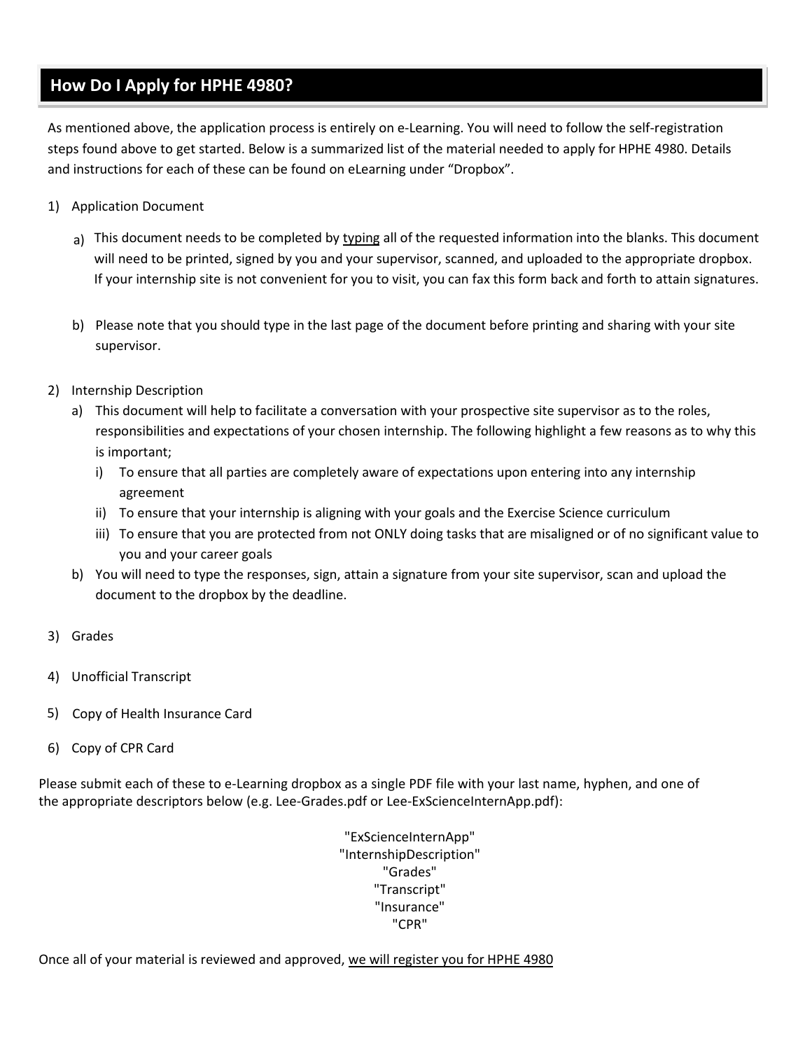## How Do I Apply for HPHE 4980?

As mentioned above, the application process is entirely on e-Learning. You will need to follow the self-registration steps found above to get started. Below is a summarized list of the material needed to apply for HPHE 4980. Details and instructions for each of these can be found on eLearning under "Dropbox".

1) Application Document
   a) This document needs to be completed by <u>typing</u> all of the requested information into the blanks. This document will need to be printed, signed by you and your supervisor, scanned, and uploaded to the appropriate dropbox. If your internship site is not convenient for you to visit, you can fax this form back and forth to attain signatures.
   b) Please note that you should type in the last page of the document before printing and sharing with your site supervisor.
2) Internship Description
   a) This document will help to facilitate a conversation with your prospective site supervisor as to the roles, responsibilities and expectations of your chosen internship. The following highlight a few reasons as to why this is important;
      i) To ensure that all parties are completely aware of expectations upon entering into any internship agreement
      ii) To ensure that your internship is aligning with your goals and the Exercise Science curriculum
      iii) To ensure that you are protected from not ONLY doing tasks that are misaligned or of no significant value to you and your career goals
   b) You will need to type the responses, sign, attain a signature from your site supervisor, scan and upload the document to the dropbox by the deadline.
3) Grades
4) Unofficial Transcript
5) Copy of Health Insurance Card
6) Copy of CPR Card

Please submit each of these to e-Learning dropbox as a single PDF file with your last name, hyphen, and one of the appropriate descriptors below (e.g. Lee-Grades.pdf or Lee-ExScienceInternApp.pdf):

"ExScienceInternApp"
"InternshipDescription"
"Grades"
"Transcript"
"Insurance"
"CPR"

Once all of your material is reviewed and approved, <u>we will register you for HPHE 4980</u>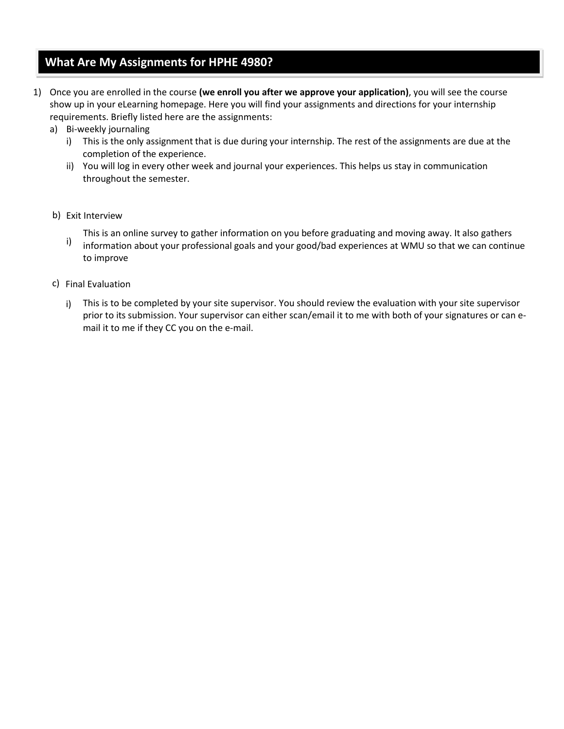## What Are My Assignments for HPHE 4980?

1) Once you are enrolled in the course **(we enroll you after we approve your application)**, you will see the course show up in your eLearning homepage. Here you will find your assignments and directions for your internship requirements. Briefly listed here are the assignments:
   a) Bi-weekly journaling
      i) This is the only assignment that is due during your internship. The rest of the assignments are due at the completion of the experience.
      ii) You will log in every other week and journal your experiences. This helps us stay in communication throughout the semester.

   b) Exit Interview
      i) This is an online survey to gather information on you before graduating and moving away. It also gathers information about your professional goals and your good/bad experiences at WMU so that we can continue to improve

   c) Final Evaluation
      i) This is to be completed by your site supervisor. You should review the evaluation with your site supervisor prior to its submission. Your supervisor can either scan/email it to me with both of your signatures or can e-mail it to me if they CC you on the e-mail.